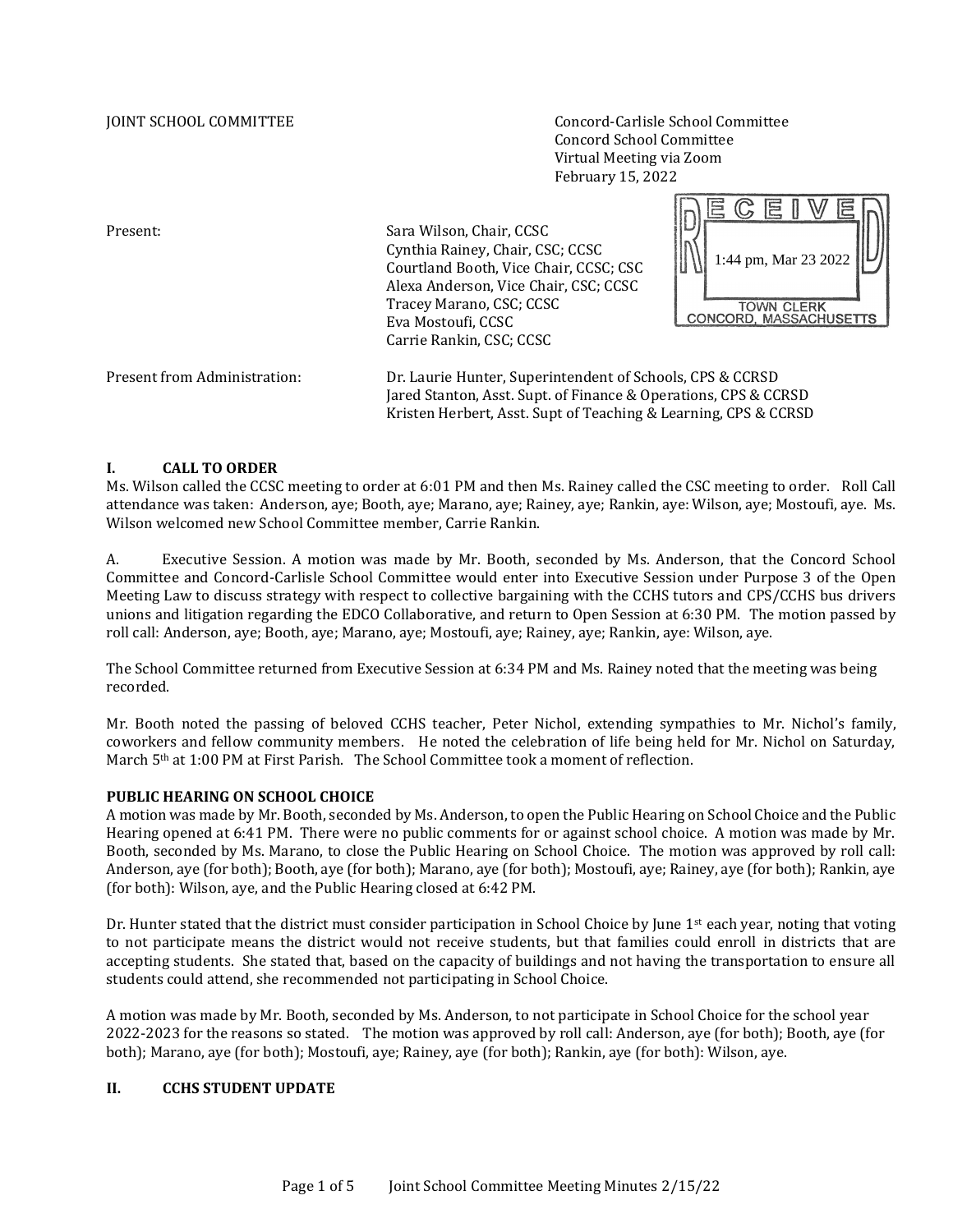JOINT SCHOOL COMMITTEE

Concord-Carlisle School Committee
Concord School Committee
Virtual Meeting via Zoom
February 15, 2022

RECEIVED
1:44 pm, Mar 23 2022
TOWN CLERK
CONCORD, MASSACHUSETTS

Present:
Sara Wilson, Chair, CCSC
Cynthia Rainey, Chair, CSC; CCSC
Courtland Booth, Vice Chair, CCSC; CSC
Alexa Anderson, Vice Chair, CSC; CCSC
Tracey Marano, CSC; CCSC
Eva Mostoufi, CCSC
Carrie Rankin, CSC; CCSC

Present from Administration:
Dr. Laurie Hunter, Superintendent of Schools, CPS & CCRSD
Jared Stanton, Asst. Supt. of Finance & Operations, CPS & CCRSD
Kristen Herbert, Asst. Supt of Teaching & Learning, CPS & CCRSD

## I. CALL TO ORDER

Ms. Wilson called the CCSC meeting to order at 6:01 PM and then Ms. Rainey called the CSC meeting to order. Roll Call attendance was taken: Anderson, aye; Booth, aye; Marano, aye; Rainey, aye; Rankin, aye: Wilson, aye; Mostoufi, aye. Ms. Wilson welcomed new School Committee member, Carrie Rankin.

A. Executive Session. A motion was made by Mr. Booth, seconded by Ms. Anderson, that the Concord School Committee and Concord-Carlisle School Committee would enter into Executive Session under Purpose 3 of the Open Meeting Law to discuss strategy with respect to collective bargaining with the CCHS tutors and CPS/CCHS bus drivers unions and litigation regarding the EDCO Collaborative, and return to Open Session at 6:30 PM. The motion passed by roll call: Anderson, aye; Booth, aye; Marano, aye; Mostoufi, aye; Rainey, aye; Rankin, aye: Wilson, aye.

The School Committee returned from Executive Session at 6:34 PM and Ms. Rainey noted that the meeting was being recorded.

Mr. Booth noted the passing of beloved CCHS teacher, Peter Nichol, extending sympathies to Mr. Nichol's family, coworkers and fellow community members. He noted the celebration of life being held for Mr. Nichol on Saturday, March 5th at 1:00 PM at First Parish. The School Committee took a moment of reflection.

**PUBLIC HEARING ON SCHOOL CHOICE**

A motion was made by Mr. Booth, seconded by Ms. Anderson, to open the Public Hearing on School Choice and the Public Hearing opened at 6:41 PM. There were no public comments for or against school choice. A motion was made by Mr. Booth, seconded by Ms. Marano, to close the Public Hearing on School Choice. The motion was approved by roll call: Anderson, aye (for both); Booth, aye (for both); Marano, aye (for both); Mostoufi, aye; Rainey, aye (for both); Rankin, aye (for both): Wilson, aye, and the Public Hearing closed at 6:42 PM.

Dr. Hunter stated that the district must consider participation in School Choice by June 1st each year, noting that voting to not participate means the district would not receive students, but that families could enroll in districts that are accepting students. She stated that, based on the capacity of buildings and not having the transportation to ensure all students could attend, she recommended not participating in School Choice.

A motion was made by Mr. Booth, seconded by Ms. Anderson, to not participate in School Choice for the school year 2022-2023 for the reasons so stated. The motion was approved by roll call: Anderson, aye (for both); Booth, aye (for both); Marano, aye (for both); Mostoufi, aye; Rainey, aye (for both); Rankin, aye (for both): Wilson, aye.

## II. CCHS STUDENT UPDATE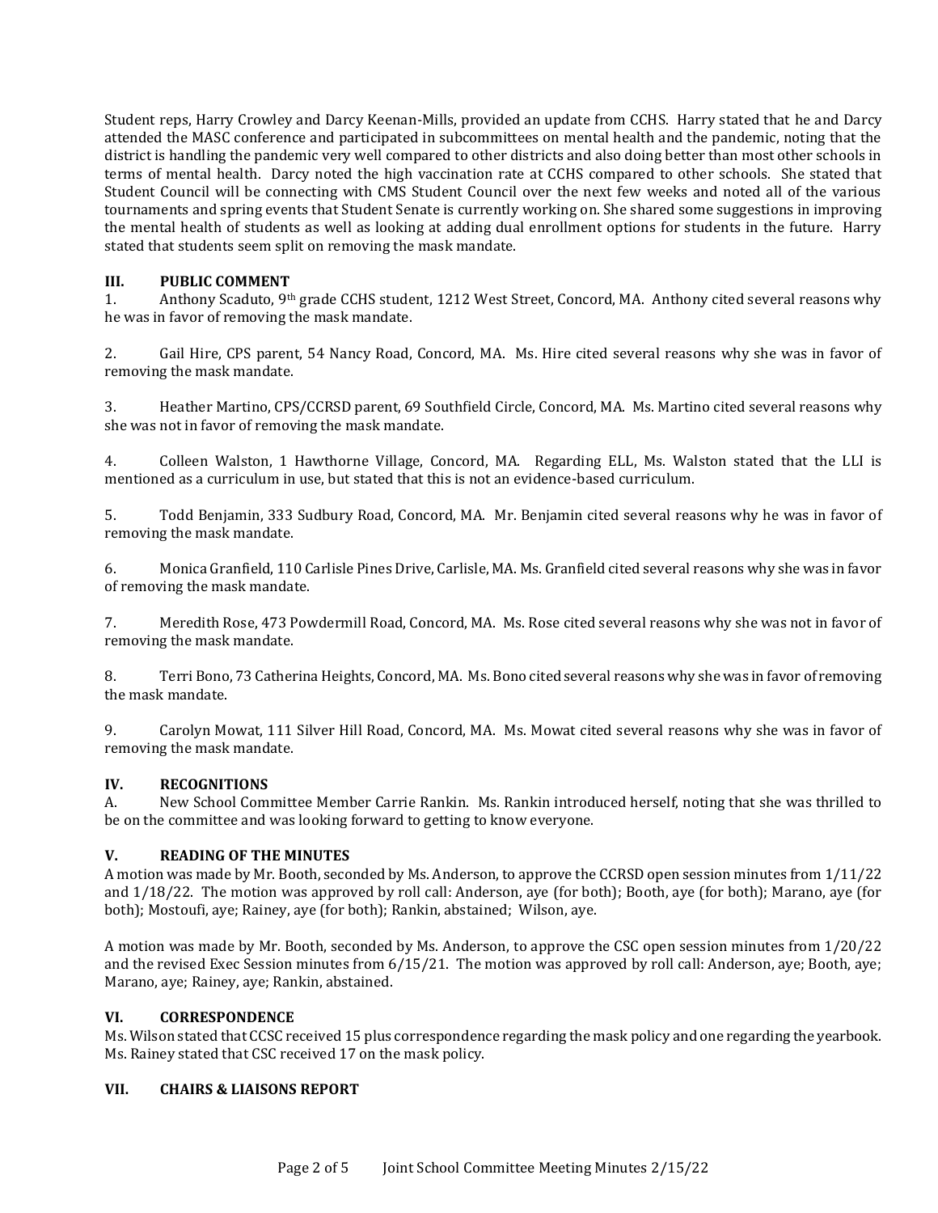Student reps, Harry Crowley and Darcy Keenan-Mills, provided an update from CCHS. Harry stated that he and Darcy attended the MASC conference and participated in subcommittees on mental health and the pandemic, noting that the district is handling the pandemic very well compared to other districts and also doing better than most other schools in terms of mental health. Darcy noted the high vaccination rate at CCHS compared to other schools. She stated that Student Council will be connecting with CMS Student Council over the next few weeks and noted all of the various tournaments and spring events that Student Senate is currently working on. She shared some suggestions in improving the mental health of students as well as looking at adding dual enrollment options for students in the future. Harry stated that students seem split on removing the mask mandate.

## III. PUBLIC COMMENT

1. Anthony Scaduto, 9th grade CCHS student, 1212 West Street, Concord, MA. Anthony cited several reasons why he was in favor of removing the mask mandate.

2. Gail Hire, CPS parent, 54 Nancy Road, Concord, MA. Ms. Hire cited several reasons why she was in favor of removing the mask mandate.

3. Heather Martino, CPS/CCRSD parent, 69 Southfield Circle, Concord, MA. Ms. Martino cited several reasons why she was not in favor of removing the mask mandate.

4. Colleen Walston, 1 Hawthorne Village, Concord, MA. Regarding ELL, Ms. Walston stated that the LLI is mentioned as a curriculum in use, but stated that this is not an evidence-based curriculum.

5. Todd Benjamin, 333 Sudbury Road, Concord, MA. Mr. Benjamin cited several reasons why he was in favor of removing the mask mandate.

6. Monica Granfield, 110 Carlisle Pines Drive, Carlisle, MA. Ms. Granfield cited several reasons why she was in favor of removing the mask mandate.

7. Meredith Rose, 473 Powdermill Road, Concord, MA. Ms. Rose cited several reasons why she was not in favor of removing the mask mandate.

8. Terri Bono, 73 Catherina Heights, Concord, MA. Ms. Bono cited several reasons why she was in favor of removing the mask mandate.

9. Carolyn Mowat, 111 Silver Hill Road, Concord, MA. Ms. Mowat cited several reasons why she was in favor of removing the mask mandate.

## IV. RECOGNITIONS

A. New School Committee Member Carrie Rankin. Ms. Rankin introduced herself, noting that she was thrilled to be on the committee and was looking forward to getting to know everyone.

## V. READING OF THE MINUTES

A motion was made by Mr. Booth, seconded by Ms. Anderson, to approve the CCRSD open session minutes from 1/11/22 and 1/18/22. The motion was approved by roll call: Anderson, aye (for both); Booth, aye (for both); Marano, aye (for both); Mostoufi, aye; Rainey, aye (for both); Rankin, abstained; Wilson, aye.

A motion was made by Mr. Booth, seconded by Ms. Anderson, to approve the CSC open session minutes from 1/20/22 and the revised Exec Session minutes from 6/15/21. The motion was approved by roll call: Anderson, aye; Booth, aye; Marano, aye; Rainey, aye; Rankin, abstained.

## VI. CORRESPONDENCE

Ms. Wilson stated that CCSC received 15 plus correspondence regarding the mask policy and one regarding the yearbook. Ms. Rainey stated that CSC received 17 on the mask policy.

## VII. CHAIRS & LIAISONS REPORT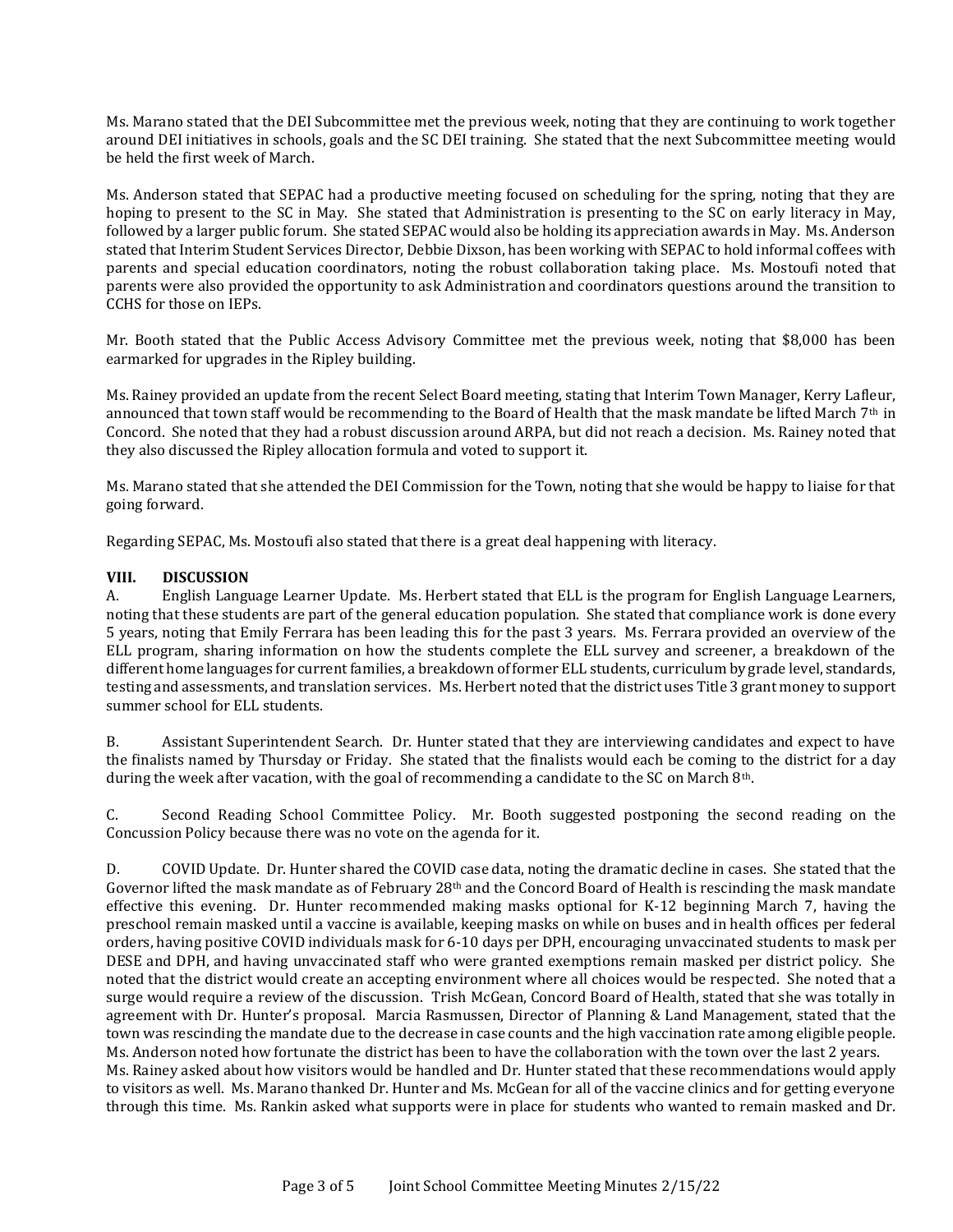Ms. Marano stated that the DEI Subcommittee met the previous week, noting that they are continuing to work together around DEI initiatives in schools, goals and the SC DEI training. She stated that the next Subcommittee meeting would be held the first week of March.

Ms. Anderson stated that SEPAC had a productive meeting focused on scheduling for the spring, noting that they are hoping to present to the SC in May. She stated that Administration is presenting to the SC on early literacy in May, followed by a larger public forum. She stated SEPAC would also be holding its appreciation awards in May. Ms. Anderson stated that Interim Student Services Director, Debbie Dixson, has been working with SEPAC to hold informal coffees with parents and special education coordinators, noting the robust collaboration taking place. Ms. Mostoufi noted that parents were also provided the opportunity to ask Administration and coordinators questions around the transition to CCHS for those on IEPs.

Mr. Booth stated that the Public Access Advisory Committee met the previous week, noting that $8,000 has been earmarked for upgrades in the Ripley building.

Ms. Rainey provided an update from the recent Select Board meeting, stating that Interim Town Manager, Kerry Lafleur, announced that town staff would be recommending to the Board of Health that the mask mandate be lifted March 7th in Concord. She noted that they had a robust discussion around ARPA, but did not reach a decision. Ms. Rainey noted that they also discussed the Ripley allocation formula and voted to support it.

Ms. Marano stated that she attended the DEI Commission for the Town, noting that she would be happy to liaise for that going forward.

Regarding SEPAC, Ms. Mostoufi also stated that there is a great deal happening with literacy.

**VIII. DISCUSSION**

A. English Language Learner Update. Ms. Herbert stated that ELL is the program for English Language Learners, noting that these students are part of the general education population. She stated that compliance work is done every 5 years, noting that Emily Ferrara has been leading this for the past 3 years. Ms. Ferrara provided an overview of the ELL program, sharing information on how the students complete the ELL survey and screener, a breakdown of the different home languages for current families, a breakdown of former ELL students, curriculum by grade level, standards, testing and assessments, and translation services. Ms. Herbert noted that the district uses Title 3 grant money to support summer school for ELL students.

B. Assistant Superintendent Search. Dr. Hunter stated that they are interviewing candidates and expect to have the finalists named by Thursday or Friday. She stated that the finalists would each be coming to the district for a day during the week after vacation, with the goal of recommending a candidate to the SC on March 8th.

C. Second Reading School Committee Policy. Mr. Booth suggested postponing the second reading on the Concussion Policy because there was no vote on the agenda for it.

D. COVID Update. Dr. Hunter shared the COVID case data, noting the dramatic decline in cases. She stated that the Governor lifted the mask mandate as of February 28th and the Concord Board of Health is rescinding the mask mandate effective this evening. Dr. Hunter recommended making masks optional for K-12 beginning March 7, having the preschool remain masked until a vaccine is available, keeping masks on while on buses and in health offices per federal orders, having positive COVID individuals mask for 6-10 days per DPH, encouraging unvaccinated students to mask per DESE and DPH, and having unvaccinated staff who were granted exemptions remain masked per district policy. She noted that the district would create an accepting environment where all choices would be respected. She noted that a surge would require a review of the discussion. Trish McGean, Concord Board of Health, stated that she was totally in agreement with Dr. Hunter's proposal. Marcia Rasmussen, Director of Planning & Land Management, stated that the town was rescinding the mandate due to the decrease in case counts and the high vaccination rate among eligible people. Ms. Anderson noted how fortunate the district has been to have the collaboration with the town over the last 2 years. Ms. Rainey asked about how visitors would be handled and Dr. Hunter stated that these recommendations would apply to visitors as well. Ms. Marano thanked Dr. Hunter and Ms. McGean for all of the vaccine clinics and for getting everyone through this time. Ms. Rankin asked what supports were in place for students who wanted to remain masked and Dr.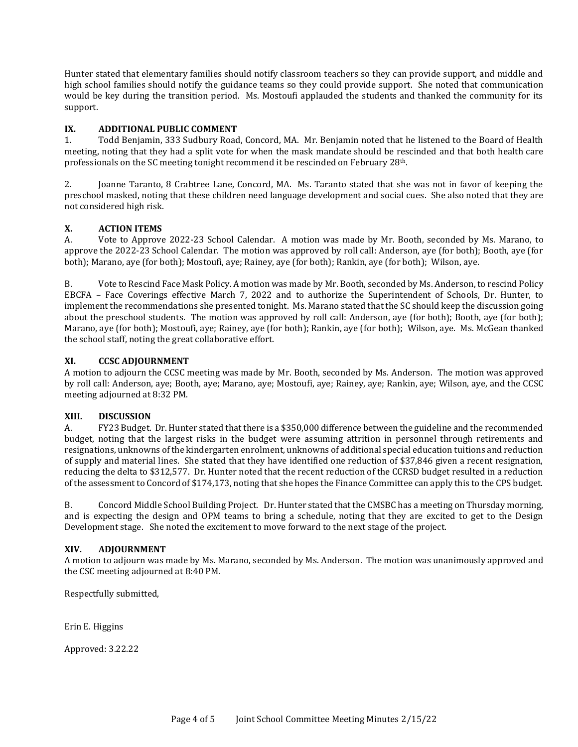Hunter stated that elementary families should notify classroom teachers so they can provide support, and middle and high school families should notify the guidance teams so they could provide support. She noted that communication would be key during the transition period. Ms. Mostoufi applauded the students and thanked the community for its support.

## IX. ADDITIONAL PUBLIC COMMENT

1. Todd Benjamin, 333 Sudbury Road, Concord, MA. Mr. Benjamin noted that he listened to the Board of Health meeting, noting that they had a split vote for when the mask mandate should be rescinded and that both health care professionals on the SC meeting tonight recommend it be rescinded on February 28th.

2. Joanne Taranto, 8 Crabtree Lane, Concord, MA. Ms. Taranto stated that she was not in favor of keeping the preschool masked, noting that these children need language development and social cues. She also noted that they are not considered high risk.

## X. ACTION ITEMS

A. Vote to Approve 2022-23 School Calendar. A motion was made by Mr. Booth, seconded by Ms. Marano, to approve the 2022-23 School Calendar. The motion was approved by roll call: Anderson, aye (for both); Booth, aye (for both); Marano, aye (for both); Mostoufi, aye; Rainey, aye (for both); Rankin, aye (for both); Wilson, aye.

B. Vote to Rescind Face Mask Policy. A motion was made by Mr. Booth, seconded by Ms. Anderson, to rescind Policy EBCFA – Face Coverings effective March 7, 2022 and to authorize the Superintendent of Schools, Dr. Hunter, to implement the recommendations she presented tonight. Ms. Marano stated that the SC should keep the discussion going about the preschool students. The motion was approved by roll call: Anderson, aye (for both); Booth, aye (for both); Marano, aye (for both); Mostoufi, aye; Rainey, aye (for both); Rankin, aye (for both); Wilson, aye. Ms. McGean thanked the school staff, noting the great collaborative effort.

## XI. CCSC ADJOURNMENT

A motion to adjourn the CCSC meeting was made by Mr. Booth, seconded by Ms. Anderson. The motion was approved by roll call: Anderson, aye; Booth, aye; Marano, aye; Mostoufi, aye; Rainey, aye; Rankin, aye; Wilson, aye, and the CCSC meeting adjourned at 8:32 PM.

## XIII. DISCUSSION

A. FY23 Budget. Dr. Hunter stated that there is a $350,000 difference between the guideline and the recommended budget, noting that the largest risks in the budget were assuming attrition in personnel through retirements and resignations, unknowns of the kindergarten enrolment, unknowns of additional special education tuitions and reduction of supply and material lines. She stated that they have identified one reduction of $37,846 given a recent resignation, reducing the delta to $312,577. Dr. Hunter noted that the recent reduction of the CCRSD budget resulted in a reduction of the assessment to Concord of $174,173, noting that she hopes the Finance Committee can apply this to the CPS budget.

B. Concord Middle School Building Project. Dr. Hunter stated that the CMSBC has a meeting on Thursday morning, and is expecting the design and OPM teams to bring a schedule, noting that they are excited to get to the Design Development stage. She noted the excitement to move forward to the next stage of the project.

## XIV. ADJOURNMENT

A motion to adjourn was made by Ms. Marano, seconded by Ms. Anderson. The motion was unanimously approved and the CSC meeting adjourned at 8:40 PM.

Respectfully submitted,

Erin E. Higgins

Approved: 3.22.22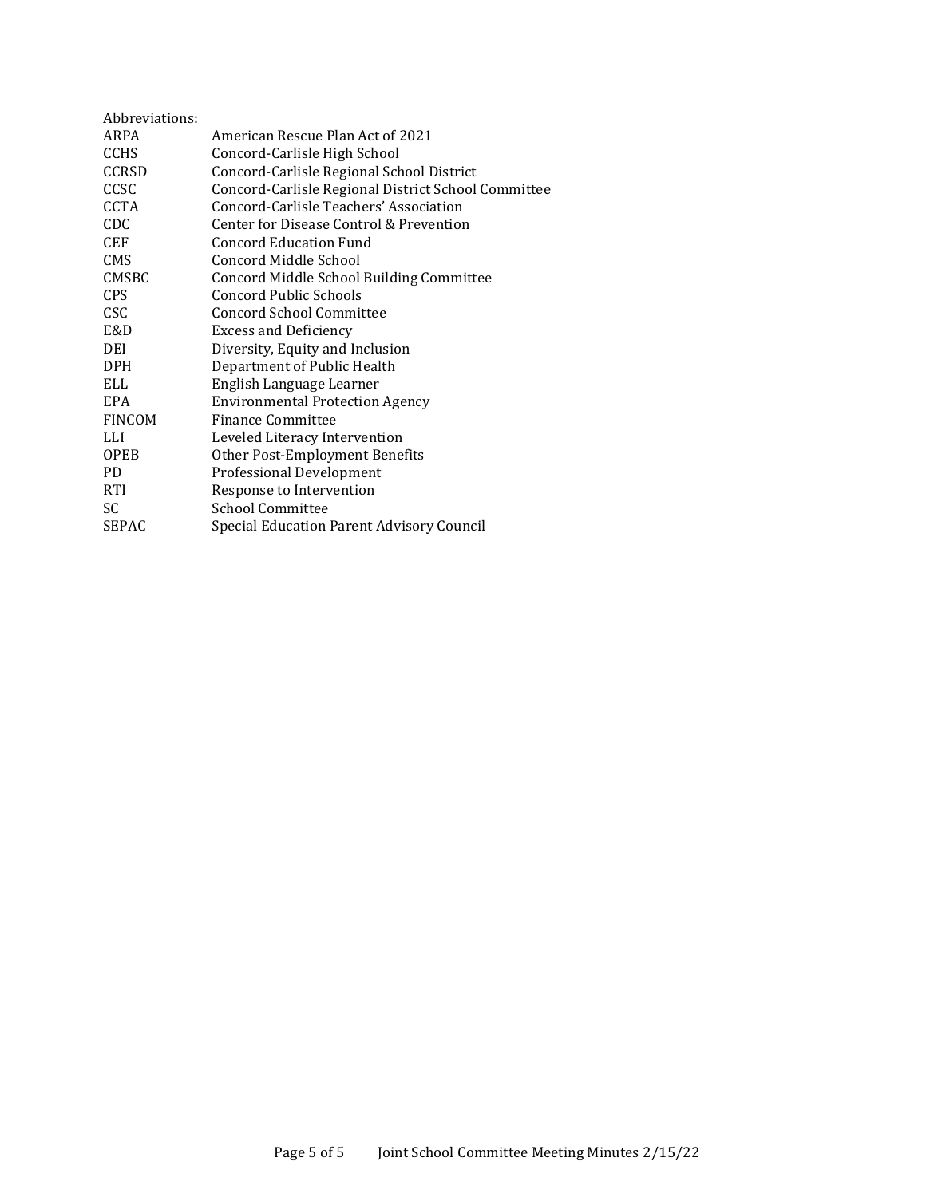Abbreviations:

| | |
|---|---|
| ARPA | American Rescue Plan Act of 2021 |
| CCHS | Concord-Carlisle High School |
| CCRSD | Concord-Carlisle Regional School District |
| CCSC | Concord-Carlisle Regional District School Committee |
| CCTA | Concord-Carlisle Teachers' Association |
| CDC | Center for Disease Control & Prevention |
| CEF | Concord Education Fund |
| CMS | Concord Middle School |
| CMSBC | Concord Middle School Building Committee |
| CPS | Concord Public Schools |
| CSC | Concord School Committee |
| E&D | Excess and Deficiency |
| DEI | Diversity, Equity and Inclusion |
| DPH | Department of Public Health |
| ELL | English Language Learner |
| EPA | Environmental Protection Agency |
| FINCOM | Finance Committee |
| LLI | Leveled Literacy Intervention |
| OPEB | Other Post-Employment Benefits |
| PD | Professional Development |
| RTI | Response to Intervention |
| SC | School Committee |
| SEPAC | Special Education Parent Advisory Council |